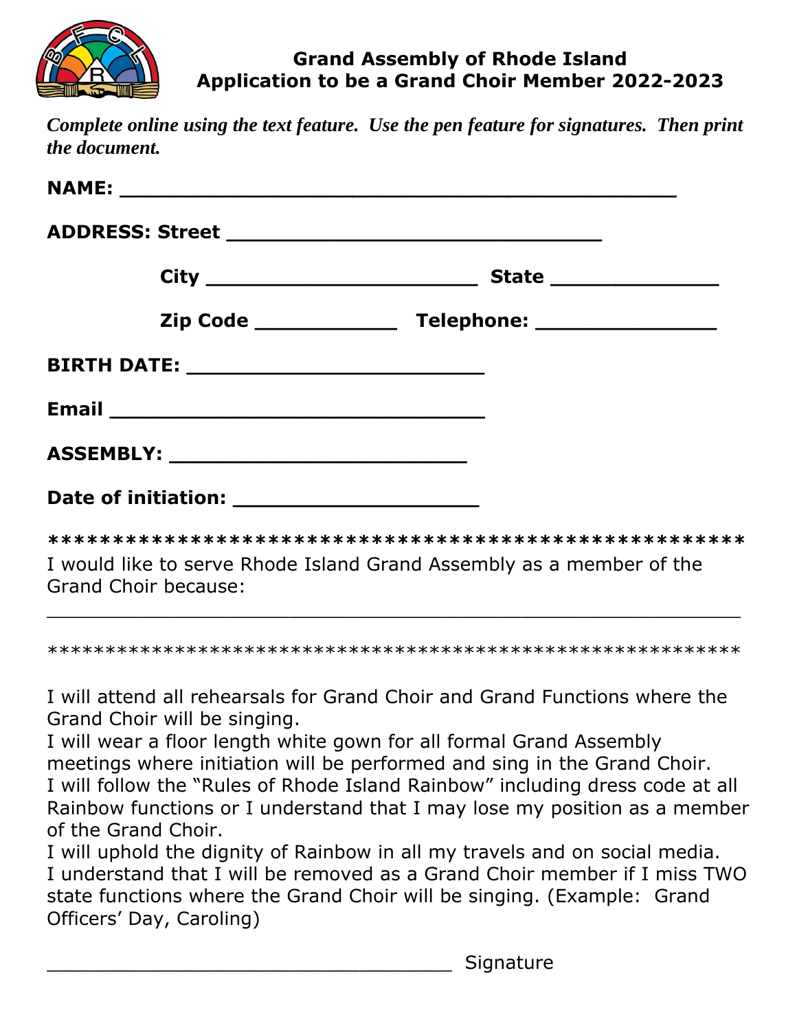# Grand Assembly of Rhode Island
# Application to be a Grand Choir Member 2022-2023

***Complete online using the text feature. Use the pen feature for signatures. Then print the document.***

**NAME:** ___________________________________________

**ADDRESS: Street** _____________________________

**City** ______________________ **State** _____________

**Zip Code** ___________ **Telephone:** ______________

**BIRTH DATE:** _______________________

**Email** ______________________________

**ASSEMBLY:** _______________________

**Date of initiation:** ____________________

**\*\*\*\*\*\*\*\*\*\*\*\*\*\*\*\*\*\*\*\*\*\*\*\*\*\*\*\*\*\*\*\*\*\*\*\*\*\*\*\*\*\*\*\*\*\*\*\*\*\*\*\*\*\***

I would like to serve Rhode Island Grand Assembly as a member of the Grand Choir because:

_______________________________________________________

\*\*\*\*\*\*\*\*\*\*\*\*\*\*\*\*\*\*\*\*\*\*\*\*\*\*\*\*\*\*\*\*\*\*\*\*\*\*\*\*\*\*\*\*\*\*\*\*\*\*\*\*\*\*\*\*\*\*\*\*

I will attend all rehearsals for Grand Choir and Grand Functions where the Grand Choir will be singing.

I will wear a floor length white gown for all formal Grand Assembly meetings where initiation will be performed and sing in the Grand Choir.

I will follow the "Rules of Rhode Island Rainbow" including dress code at all Rainbow functions or I understand that I may lose my position as a member of the Grand Choir.

I will uphold the dignity of Rainbow in all my travels and on social media.

I understand that I will be removed as a Grand Choir member if I miss TWO state functions where the Grand Choir will be singing. (Example: Grand Officers' Day, Caroling)

________________________________ Signature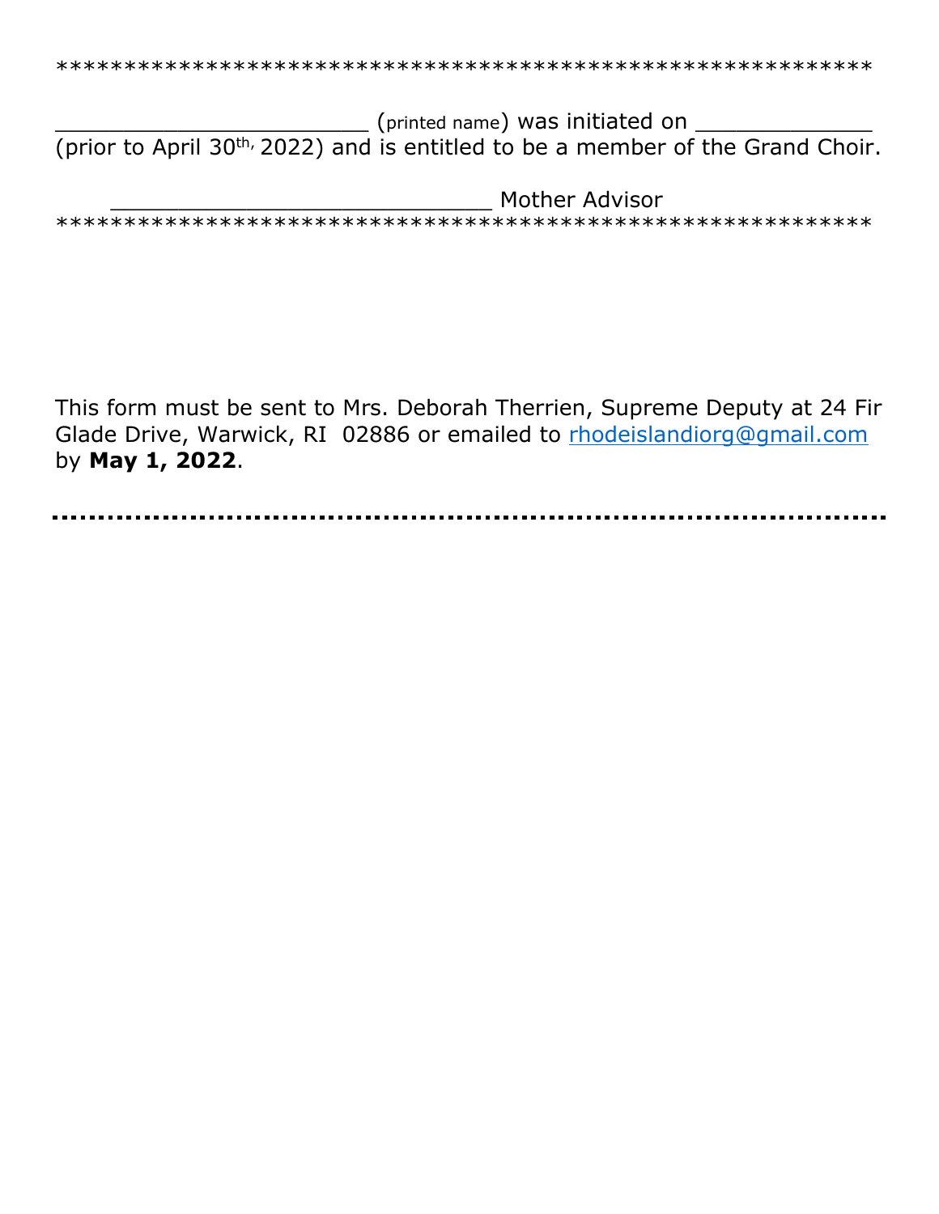**********************************************************

________________________ (printed name) was initiated on _____________ (prior to April 30th, 2022) and is entitled to be a member of the Grand Choir.

______________________________ Mother Advisor

**********************************************************

This form must be sent to Mrs. Deborah Therrien, Supreme Deputy at 24 Fir Glade Drive, Warwick, RI 02886 or emailed to rhodeislandiorg@gmail.com by **May 1, 2022**.

---